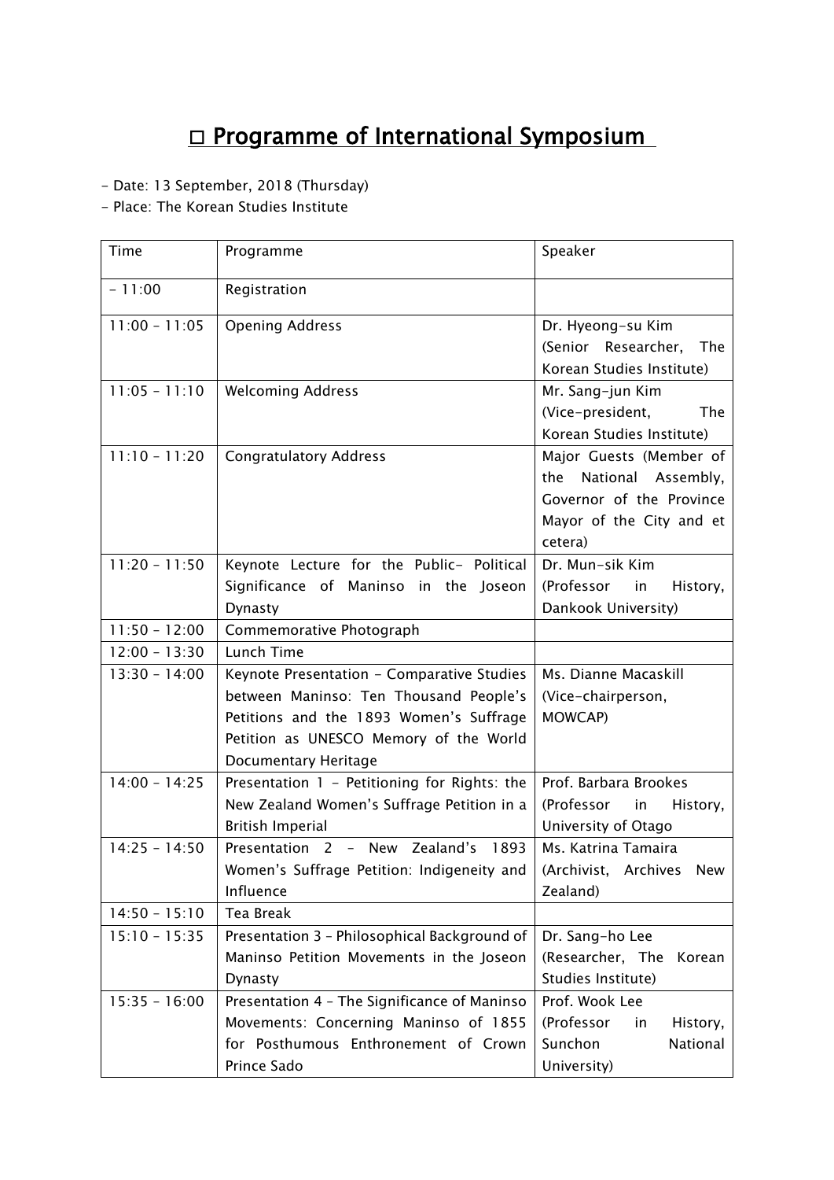# □ Programme of International Symposium

- Date: 13 September, 2018 (Thursday)
- Place: The Korean Studies Institute

| Time | Programme | Speaker |
|---|---|---|
| - 11:00 | Registration | |
| 11:00 – 11:05 | Opening Address | Dr. Hyeong-su Kim (Senior Researcher, The Korean Studies Institute) |
| 11:05 – 11:10 | Welcoming Address | Mr. Sang-jun Kim (Vice-president, The Korean Studies Institute) |
| 11:10 – 11:20 | Congratulatory Address | Major Guests (Member of the National Assembly, Governor of the Province Mayor of the City and et cetera) |
| 11:20 – 11:50 | Keynote Lecture for the Public- Political Significance of Maninso in the Joseon Dynasty | Dr. Mun-sik Kim (Professor in History, Dankook University) |
| 11:50 – 12:00 | Commemorative Photograph | |
| 12:00 – 13:30 | Lunch Time | |
| 13:30 – 14:00 | Keynote Presentation - Comparative Studies between Maninso: Ten Thousand People's Petitions and the 1893 Women's Suffrage Petition as UNESCO Memory of the World Documentary Heritage | Ms. Dianne Macaskill (Vice-chairperson, MOWCAP) |
| 14:00 – 14:25 | Presentation 1 - Petitioning for Rights: the New Zealand Women's Suffrage Petition in a British Imperial | Prof. Barbara Brookes (Professor in History, University of Otago |
| 14:25 – 14:50 | Presentation 2 - New Zealand's 1893 Women's Suffrage Petition: Indigeneity and Influence | Ms. Katrina Tamaira (Archivist, Archives New Zealand) |
| 14:50 – 15:10 | Tea Break | |
| 15:10 – 15:35 | Presentation 3 – Philosophical Background of Maninso Petition Movements in the Joseon Dynasty | Dr. Sang-ho Lee (Researcher, The Korean Studies Institute) |
| 15:35 – 16:00 | Presentation 4 – The Significance of Maninso Movements: Concerning Maninso of 1855 for Posthumous Enthronement of Crown Prince Sado | Prof. Wook Lee (Professor in History, Sunchon National University) |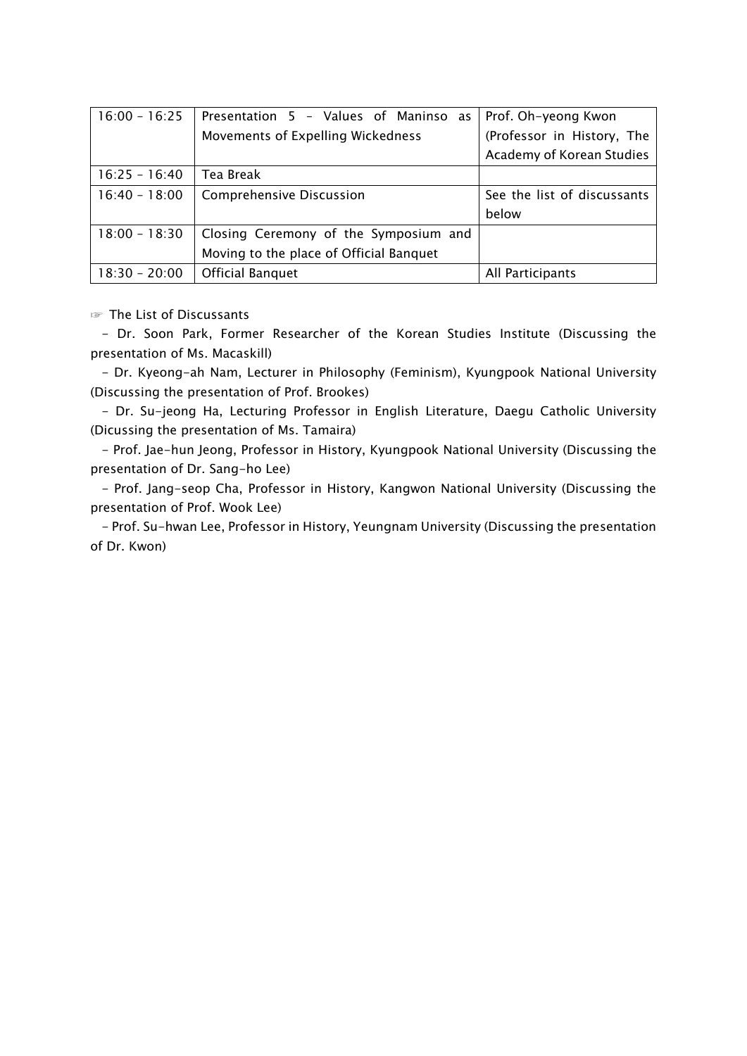| | | |
|---|---|---|
| 16:00 – 16:25 | Presentation 5 – Values of Maninso as Movements of Expelling Wickedness | Prof. Oh-yeong Kwon (Professor in History, The Academy of Korean Studies |
| 16:25 – 16:40 | Tea Break | |
| 16:40 – 18:00 | Comprehensive Discussion | See the list of discussants below |
| 18:00 – 18:30 | Closing Ceremony of the Symposium and Moving to the place of Official Banquet | |
| 18:30 – 20:00 | Official Banquet | All Participants |

☞ The List of Discussants

- Dr. Soon Park, Former Researcher of the Korean Studies Institute (Discussing the presentation of Ms. Macaskill)
- Dr. Kyeong-ah Nam, Lecturer in Philosophy (Feminism), Kyungpook National University (Discussing the presentation of Prof. Brookes)
- Dr. Su-jeong Ha, Lecturing Professor in English Literature, Daegu Catholic University (Dicussing the presentation of Ms. Tamaira)
- Prof. Jae-hun Jeong, Professor in History, Kyungpook National University (Discussing the presentation of Dr. Sang-ho Lee)
- Prof. Jang-seop Cha, Professor in History, Kangwon National University (Discussing the presentation of Prof. Wook Lee)
- Prof. Su-hwan Lee, Professor in History, Yeungnam University (Discussing the presentation of Dr. Kwon)